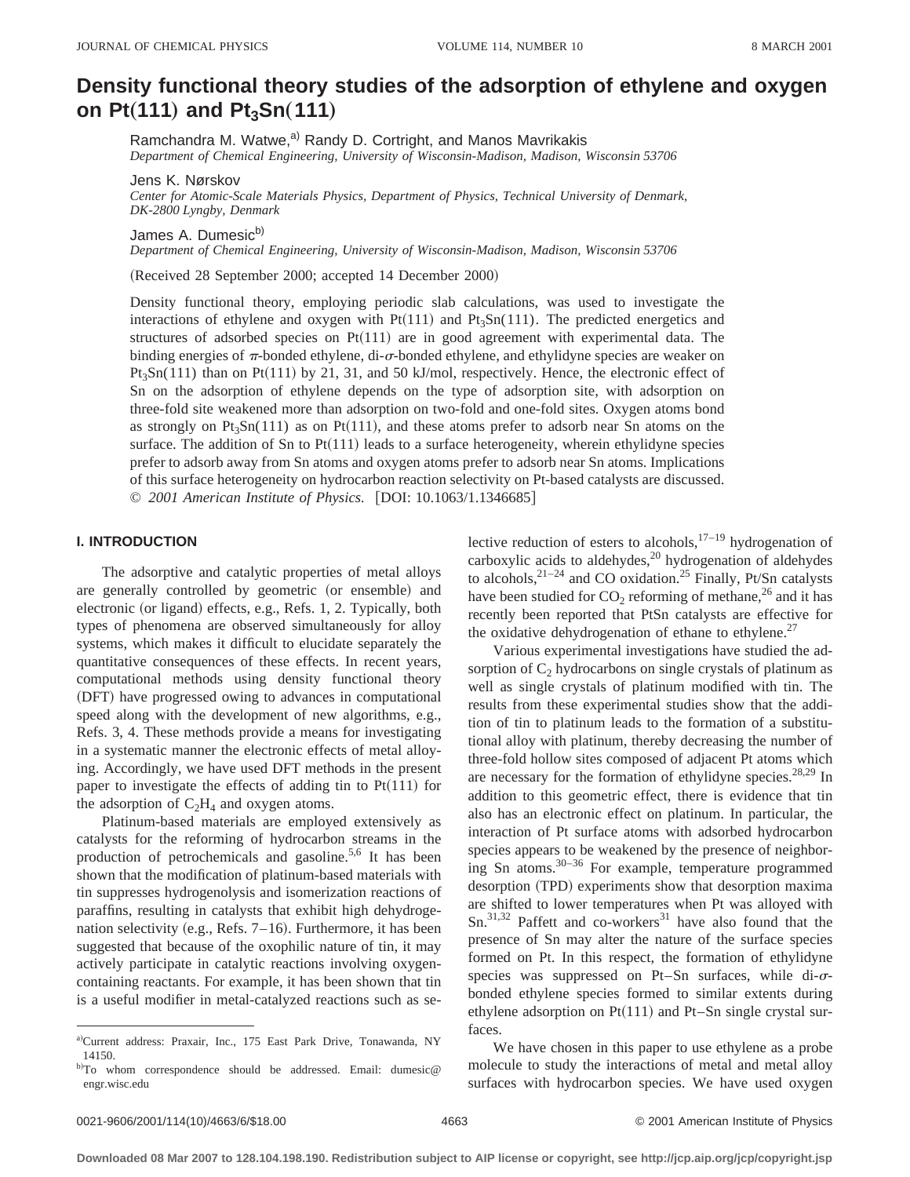# Density functional theory studies of the adsorption of ethylene and oxygen on Pt(111) and $Pt_3Sn(111)$

Ramchandra M. Watwe,[a] Randy D. Cortright, and Manos Mavrikakis
*Department of Chemical Engineering, University of Wisconsin-Madison, Madison, Wisconsin 53706*

Jens K. Nørskov
*Center for Atomic-Scale Materials Physics, Department of Physics, Technical University of Denmark, DK-2800 Lyngby, Denmark*

James A. Dumesic[b]
*Department of Chemical Engineering, University of Wisconsin-Madison, Madison, Wisconsin 53706*

(Received 28 September 2000; accepted 14 December 2000)

Density functional theory, employing periodic slab calculations, was used to investigate the interactions of ethylene and oxygen with Pt(111) and $Pt_3Sn(111)$. The predicted energetics and structures of adsorbed species on Pt(111) are in good agreement with experimental data. The binding energies of $\pi$-bonded ethylene, di-$\sigma$-bonded ethylene, and ethylidyne species are weaker on $Pt_3Sn(111)$ than on Pt(111) by 21, 31, and 50 kJ/mol, respectively. Hence, the electronic effect of Sn on the adsorption of ethylene depends on the type of adsorption site, with adsorption on three-fold site weakened more than adsorption on two-fold and one-fold sites. Oxygen atoms bond as strongly on $Pt_3Sn(111)$ as on Pt(111), and these atoms prefer to adsorb near Sn atoms on the surface. The addition of Sn to Pt(111) leads to a surface heterogeneity, wherein ethylidyne species prefer to adsorb away from Sn atoms and oxygen atoms prefer to adsorb near Sn atoms. Implications of this surface heterogeneity on hydrocarbon reaction selectivity on Pt-based catalysts are discussed. © *2001 American Institute of Physics.* [DOI: 10.1063/1.1346685]

## I. INTRODUCTION

The adsorptive and catalytic properties of metal alloys are generally controlled by geometric (or ensemble) and electronic (or ligand) effects, e.g., Refs. 1, 2. Typically, both types of phenomena are observed simultaneously for alloy systems, which makes it difficult to elucidate separately the quantitative consequences of these effects. In recent years, computational methods using density functional theory (DFT) have progressed owing to advances in computational speed along with the development of new algorithms, e.g., Refs. 3, 4. These methods provide a means for investigating in a systematic manner the electronic effects of metal alloying. Accordingly, we have used DFT methods in the present paper to investigate the effects of adding tin to Pt(111) for the adsorption of $C_2H_4$ and oxygen atoms.

Platinum-based materials are employed extensively as catalysts for the reforming of hydrocarbon streams in the production of petrochemicals and gasoline.[5,6] It has been shown that the modification of platinum-based materials with tin suppresses hydrogenolysis and isomerization reactions of paraffins, resulting in catalysts that exhibit high dehydrogenation selectivity (e.g., Refs. 7–16). Furthermore, it has been suggested that because of the oxophilic nature of tin, it may actively participate in catalytic reactions involving oxygen-containing reactants. For example, it has been shown that tin is a useful modifier in metal-catalyzed reactions such as selective reduction of esters to alcohols,[17–19] hydrogenation of carboxylic acids to aldehydes,[20] hydrogenation of aldehydes to alcohols,[21–24] and CO oxidation.[25] Finally, Pt/Sn catalysts have been studied for $CO_2$ reforming of methane,[26] and it has recently been reported that PtSn catalysts are effective for the oxidative dehydrogenation of ethane to ethylene.[27]

Various experimental investigations have studied the adsorption of $C_2$ hydrocarbons on single crystals of platinum as well as single crystals of platinum modified with tin. The results from these experimental studies show that the addition of tin to platinum leads to the formation of a substitutional alloy with platinum, thereby decreasing the number of three-fold hollow sites composed of adjacent Pt atoms which are necessary for the formation of ethylidyne species.[28,29] In addition to this geometric effect, there is evidence that tin also has an electronic effect on platinum. In particular, the interaction of Pt surface atoms with adsorbed hydrocarbon species appears to be weakened by the presence of neighboring Sn atoms.[30–36] For example, temperature programmed desorption (TPD) experiments show that desorption maxima are shifted to lower temperatures when Pt was alloyed with Sn.[31,32] Paffett and co-workers[31] have also found that the presence of Sn may alter the nature of the surface species formed on Pt. In this respect, the formation of ethylidyne species was suppressed on Pt–Sn surfaces, while di-$\sigma$-bonded ethylene species formed to similar extents during ethylene adsorption on Pt(111) and Pt–Sn single crystal surfaces.

We have chosen in this paper to use ethylene as a probe molecule to study the interactions of metal and metal alloy surfaces with hydrocarbon species. We have used oxygen

[a] Current address: Praxair, Inc., 175 East Park Drive, Tonawanda, NY 14150.

[b] To whom correspondence should be addressed. Email: dumesic@engr.wisc.edu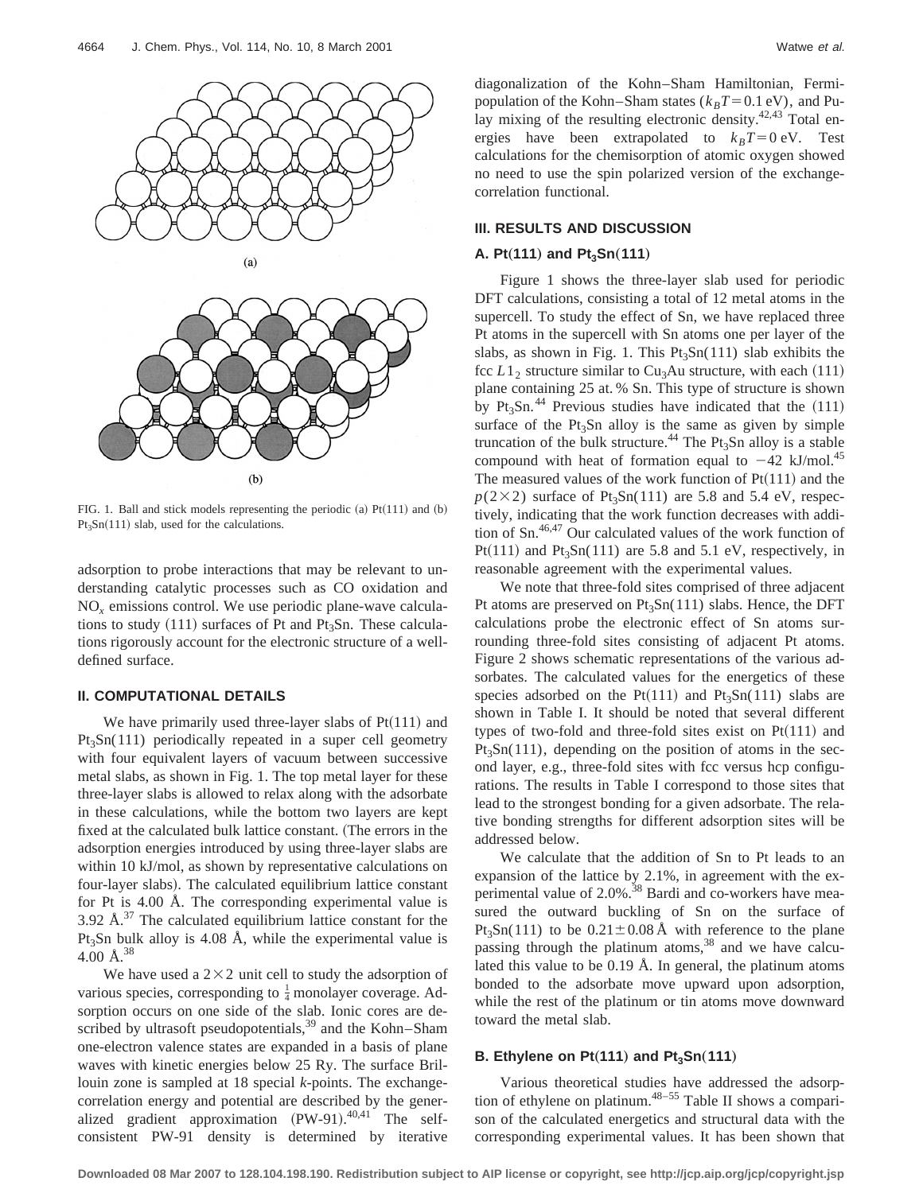(a)

(b)

FIG. 1. Ball and stick models representing the periodic (a) Pt(111) and (b) $Pt_3Sn(111)$ slab, used for the calculations.

adsorption to probe interactions that may be relevant to understanding catalytic processes such as CO oxidation and $NO_x$ emissions control. We use periodic plane-wave calculations to study (111) surfaces of Pt and $Pt_3Sn$. These calculations rigorously account for the electronic structure of a well-defined surface.

## II. COMPUTATIONAL DETAILS

We have primarily used three-layer slabs of Pt(111) and $Pt_3Sn(111)$ periodically repeated in a super cell geometry with four equivalent layers of vacuum between successive metal slabs, as shown in Fig. 1. The top metal layer for these three-layer slabs is allowed to relax along with the adsorbate in these calculations, while the bottom two layers are kept fixed at the calculated bulk lattice constant. (The errors in the adsorption energies introduced by using three-layer slabs are within 10 kJ/mol, as shown by representative calculations on four-layer slabs). The calculated equilibrium lattice constant for Pt is 4.00 Å. The corresponding experimental value is 3.92 Å.[37] The calculated equilibrium lattice constant for the $Pt_3Sn$ bulk alloy is 4.08 Å, while the experimental value is 4.00 Å.[38]

We have used a $2\times2$ unit cell to study the adsorption of various species, corresponding to $\frac{1}{4}$ monolayer coverage. Adsorption occurs on one side of the slab. Ionic cores are described by ultrasoft pseudopotentials,[39] and the Kohn–Sham one-electron valence states are expanded in a basis of plane waves with kinetic energies below 25 Ry. The surface Brillouin zone is sampled at 18 special $k$-points. The exchange-correlation energy and potential are described by the generalized gradient approximation (PW-91).[40,41] The self-consistent PW-91 density is determined by iterative diagonalization of the Kohn–Sham Hamiltonian, Fermi-population of the Kohn–Sham states ($k_BT=0.1$ eV), and Pulay mixing of the resulting electronic density.[42,43] Total energies have been extrapolated to $k_BT=0$ eV. Test calculations for the chemisorption of atomic oxygen showed no need to use the spin polarized version of the exchange-correlation functional.

## III. RESULTS AND DISCUSSION

### A. Pt(111) and $Pt_3Sn(111)$

Figure 1 shows the three-layer slab used for periodic DFT calculations, consisting a total of 12 metal atoms in the supercell. To study the effect of Sn, we have replaced three Pt atoms in the supercell with Sn atoms one per layer of the slabs, as shown in Fig. 1. This $Pt_3Sn(111)$ slab exhibits the fcc $L1_2$ structure similar to $Cu_3Au$ structure, with each (111) plane containing 25 at. % Sn. This type of structure is shown by $Pt_3Sn$.[44] Previous studies have indicated that the (111) surface of the $Pt_3Sn$ alloy is the same as given by simple truncation of the bulk structure.[44] The $Pt_3Sn$ alloy is a stable compound with heat of formation equal to $-42$ kJ/mol.[45] The measured values of the work function of Pt(111) and the $p(2\times2)$ surface of $Pt_3Sn(111)$ are 5.8 and 5.4 eV, respectively, indicating that the work function decreases with addition of Sn.[46,47] Our calculated values of the work function of Pt(111) and $Pt_3Sn(111)$ are 5.8 and 5.1 eV, respectively, in reasonable agreement with the experimental values.

We note that three-fold sites comprised of three adjacent Pt atoms are preserved on $Pt_3Sn(111)$ slabs. Hence, the DFT calculations probe the electronic effect of Sn atoms surrounding three-fold sites consisting of adjacent Pt atoms. Figure 2 shows schematic representations of the various adsorbates. The calculated values for the energetics of these species adsorbed on the Pt(111) and $Pt_3Sn(111)$ slabs are shown in Table I. It should be noted that several different types of two-fold and three-fold sites exist on Pt(111) and $Pt_3Sn(111)$, depending on the position of atoms in the second layer, e.g., three-fold sites with fcc versus hcp configurations. The results in Table I correspond to those sites that lead to the strongest bonding for a given adsorbate. The relative bonding strengths for different adsorption sites will be addressed below.

We calculate that the addition of Sn to Pt leads to an expansion of the lattice by 2.1%, in agreement with the experimental value of 2.0%.[38] Bardi and co-workers have measured the outward buckling of Sn on the surface of $Pt_3Sn(111)$ to be $0.21\pm0.08$ Å with reference to the plane passing through the platinum atoms,[38] and we have calculated this value to be 0.19 Å. In general, the platinum atoms bonded to the adsorbate move upward upon adsorption, while the rest of the platinum or tin atoms move downward toward the metal slab.

### B. Ethylene on Pt(111) and $Pt_3Sn(111)$

Various theoretical studies have addressed the adsorption of ethylene on platinum.[48–55] Table II shows a comparison of the calculated energetics and structural data with the corresponding experimental values. It has been shown that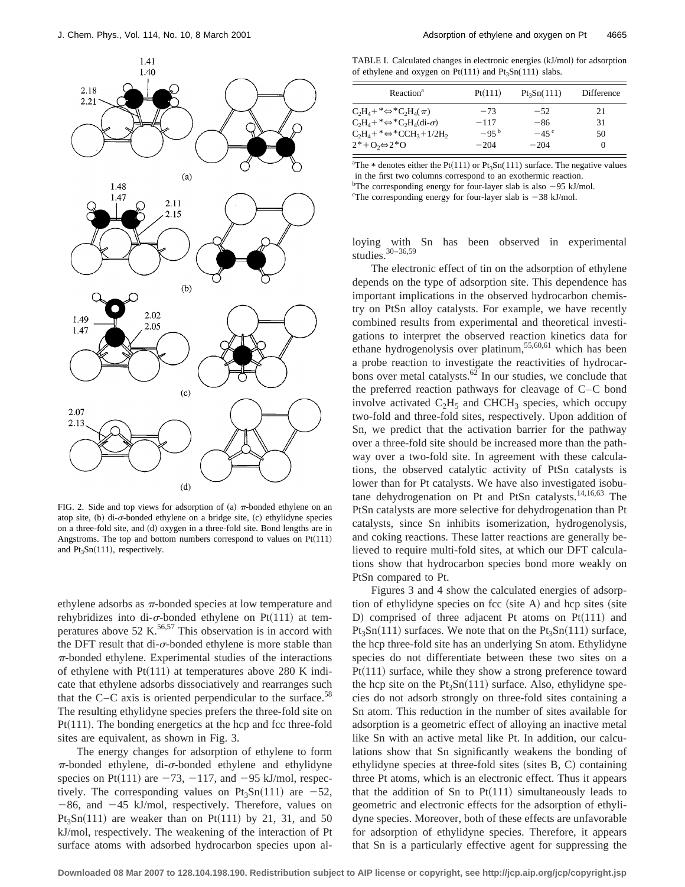FIG. 2. Side and top views for adsorption of (a) $\pi$-bonded ethylene on an atop site, (b) di-$\sigma$-bonded ethylene on a bridge site, (c) ethylidyne species on a three-fold site, and (d) oxygen in a three-fold site. Bond lengths are in Angstroms. The top and bottom numbers correspond to values on Pt(111) and $Pt_3Sn(111)$, respectively.

ethylene adsorbs as $\pi$-bonded species at low temperature and rehybridizes into di-$\sigma$-bonded ethylene on Pt(111) at temperatures above 52 K.[56,57] This observation is in accord with the DFT result that di-$\sigma$-bonded ethylene is more stable than $\pi$-bonded ethylene. Experimental studies of the interactions of ethylene with Pt(111) at temperatures above 280 K indicate that ethylene adsorbs dissociatively and rearranges such that the C–C axis is oriented perpendicular to the surface.[58] The resulting ethylidyne species prefers the three-fold site on Pt(111). The bonding energetics at the hcp and fcc three-fold sites are equivalent, as shown in Fig. 3.

The energy changes for adsorption of ethylene to form $\pi$-bonded ethylene, di-$\sigma$-bonded ethylene and ethylidyne species on Pt(111) are −73, −117, and −95 kJ/mol, respectively. The corresponding values on $Pt_3Sn(111)$ are −52, −86, and −45 kJ/mol, respectively. Therefore, values on $Pt_3Sn(111)$ are weaker than on Pt(111) by 21, 31, and 50 kJ/mol, respectively. The weakening of the interaction of Pt surface atoms with adsorbed hydrocarbon species upon alloying with Sn has been observed in experimental studies.[30–36,59]

TABLE I. Calculated changes in electronic energies (kJ/mol) for adsorption of ethylene and oxygen on Pt(111) and $Pt_3Sn(111)$ slabs.

| Reaction[a] | Pt(111) | $Pt_3Sn(111)$ | Difference |
|---|---|---|---|
| $C_2H_4 + * \Leftrightarrow *C_2H_4(\pi)$ | −73 | −52 | 21 |
| $C_2H_4 + * \Leftrightarrow *C_2H_4(\text{di-}\sigma)$ | −117 | −86 | 31 |
| $C_2H_4 + * \Leftrightarrow *CCH_3 + 1/2H_2$ | −95[b] | −45[c] | 50 |
| $2* + O_2 \Leftrightarrow 2*O$ | −204 | −204 | 0 |

[a]The * denotes either the Pt(111) or $Pt_3Sn(111)$ surface. The negative values in the first two columns correspond to an exothermic reaction.
[b]The corresponding energy for four-layer slab is also −95 kJ/mol.
[c]The corresponding energy for four-layer slab is −38 kJ/mol.

The electronic effect of tin on the adsorption of ethylene depends on the type of adsorption site. This dependence has important implications in the observed hydrocarbon chemistry on PtSn alloy catalysts. For example, we have recently combined results from experimental and theoretical investigations to interpret the observed reaction kinetics data for ethane hydrogenolysis over platinum,[55,60,61] which has been a probe reaction to investigate the reactivities of hydrocarbons over metal catalysts.[62] In our studies, we conclude that the preferred reaction pathways for cleavage of C–C bond involve activated $C_2H_5$ and $CHCH_3$ species, which occupy two-fold and three-fold sites, respectively. Upon addition of Sn, we predict that the activation barrier for the pathway over a three-fold site should be increased more than the pathway over a two-fold site. In agreement with these calculations, the observed catalytic activity of PtSn catalysts is lower than for Pt catalysts. We have also investigated isobutane dehydrogenation on Pt and PtSn catalysts.[14,16,63] The PtSn catalysts are more selective for dehydrogenation than Pt catalysts, since Sn inhibits isomerization, hydrogenolysis, and coking reactions. These latter reactions are generally believed to require multi-fold sites, at which our DFT calculations show that hydrocarbon species bond more weakly on PtSn compared to Pt.

Figures 3 and 4 show the calculated energies of adsorption of ethylidyne species on fcc (site A) and hcp sites (site D) comprised of three adjacent Pt atoms on Pt(111) and $Pt_3Sn(111)$ surfaces. We note that on the $Pt_3Sn(111)$ surface, the hcp three-fold site has an underlying Sn atom. Ethylidyne species do not differentiate between these two sites on a Pt(111) surface, while they show a strong preference toward the hcp site on the $Pt_3Sn(111)$ surface. Also, ethylidyne species do not adsorb strongly on three-fold sites containing a Sn atom. This reduction in the number of sites available for adsorption is a geometric effect of alloying an inactive metal like Sn with an active metal like Pt. In addition, our calculations show that Sn significantly weakens the bonding of ethylidyne species at three-fold sites (sites B, C) containing three Pt atoms, which is an electronic effect. Thus it appears that the addition of Sn to Pt(111) simultaneously leads to geometric and electronic effects for the adsorption of ethylidyne species. Moreover, both of these effects are unfavorable for adsorption of ethylidyne species. Therefore, it appears that Sn is a particularly effective agent for suppressing the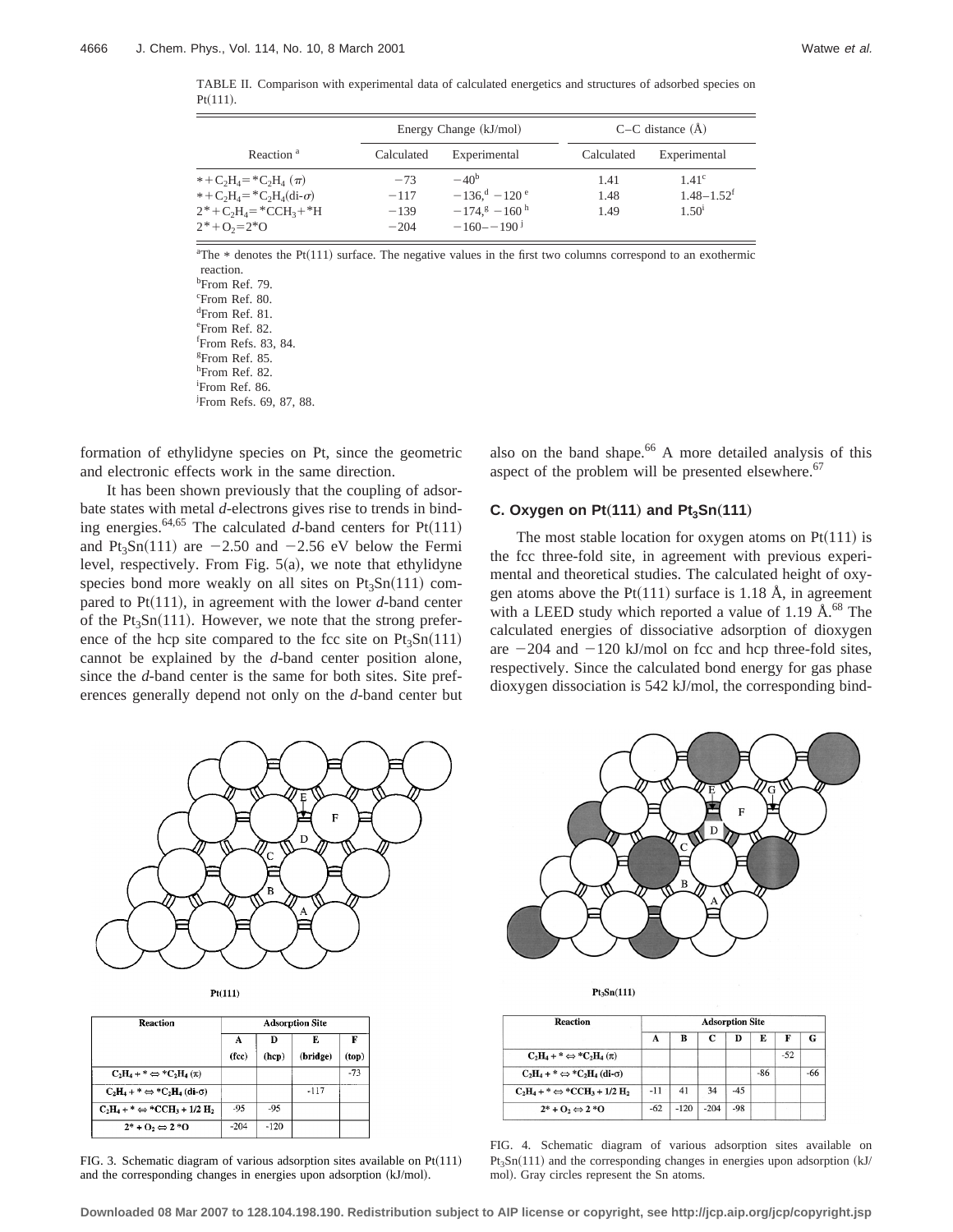TABLE II. Comparison with experimental data of calculated energetics and structures of adsorbed species on Pt(111).

| Reaction [a] | Energy Change (kJ/mol) | | C–C distance (Å) | |
|---|---|---|---|---|
| | Calculated | Experimental | Calculated | Experimental |
| $* + C_2H_4 = *C_2H_4$ ($\pi$) | −73 | −40[b] | 1.41 | 1.41[c] |
| $* + C_2H_4 = *C_2H_4$(di-$\sigma$) | −117 | −136,[d] −120[e] | 1.48 | 1.48–1.52[f] |
| $2* + C_2H_4 = *CCH_3 + *H$ | −139 | −174,[g] −160[h] | 1.49 | 1.50[i] |
| $2* + O_2 = 2*O$ | −204 | −160– −190[j] | | |

[a]The * denotes the Pt(111) surface. The negative values in the first two columns correspond to an exothermic reaction.
[b]From Ref. 79.
[c]From Ref. 80.
[d]From Ref. 81.
[e]From Ref. 82.
[f]From Refs. 83, 84.
[g]From Ref. 85.
[h]From Ref. 82.
[i]From Ref. 86.
[j]From Refs. 69, 87, 88.

formation of ethylidyne species on Pt, since the geometric and electronic effects work in the same direction.

It has been shown previously that the coupling of adsorbate states with metal *d*-electrons gives rise to trends in binding energies.[64,65] The calculated *d*-band centers for Pt(111) and $Pt_3Sn$(111) are −2.50 and −2.56 eV below the Fermi level, respectively. From Fig. 5(a), we note that ethylidyne species bond more weakly on all sites on $Pt_3Sn$(111) compared to Pt(111), in agreement with the lower *d*-band center of the $Pt_3Sn$(111). However, we note that the strong preference of the hcp site compared to the fcc site on $Pt_3Sn$(111) cannot be explained by the *d*-band center position alone, since the *d*-band center is the same for both sites. Site preferences generally depend not only on the *d*-band center but also on the band shape.[66] A more detailed analysis of this aspect of the problem will be presented elsewhere.[67]

### C. Oxygen on Pt(111) and $Pt_3Sn$(111)

The most stable location for oxygen atoms on Pt(111) is the fcc three-fold site, in agreement with previous experimental and theoretical studies. The calculated height of oxygen atoms above the Pt(111) surface is 1.18 Å, in agreement with a LEED study which reported a value of 1.19 Å.[68] The calculated energies of dissociative adsorption of dioxygen are −204 and −120 kJ/mol on fcc and hcp three-fold sites, respectively. Since the calculated bond energy for gas phase dioxygen dissociation is 542 kJ/mol, the corresponding bind-

Pt(111)

| Reaction | Adsorption Site | | | |
|---|---|---|---|---|
| | A (fcc) | D (hcp) | E (bridge) | F (top) |
| $C_2H_4 + * \Leftrightarrow *C_2H_4$ ($\pi$) | | | | -73 |
| $C_2H_4 + * \Leftrightarrow *C_2H_4$ (di-$\sigma$) | | | -117 | |
| $C_2H_4 + * \Leftrightarrow *CCH_3 + 1/2\ H_2$ | -95 | -95 | | |
| $2* + O_2 \Leftrightarrow 2\ *O$ | -204 | -120 | | |

FIG. 3. Schematic diagram of various adsorption sites available on Pt(111) and the corresponding changes in energies upon adsorption (kJ/mol).

$Pt_3Sn$(111)

| Reaction | Adsorption Site | | | | | | |
|---|---|---|---|---|---|---|---|
| | A | B | C | D | E | F | G |
| $C_2H_4 + * \Leftrightarrow *C_2H_4$ ($\pi$) | | | | | | -52 | |
| $C_2H_4 + * \Leftrightarrow *C_2H_4$ (di-$\sigma$) | | | | | -86 | | -66 |
| $C_2H_4 + * \Leftrightarrow *CCH_3 + 1/2\ H_2$ | -11 | 41 | 34 | -45 | | | |
| $2* + O_2 \Leftrightarrow 2\ *O$ | -62 | -120 | -204 | -98 | | | |

FIG. 4. Schematic diagram of various adsorption sites available on $Pt_3Sn$(111) and the corresponding changes in energies upon adsorption (kJ/mol). Gray circles represent the Sn atoms.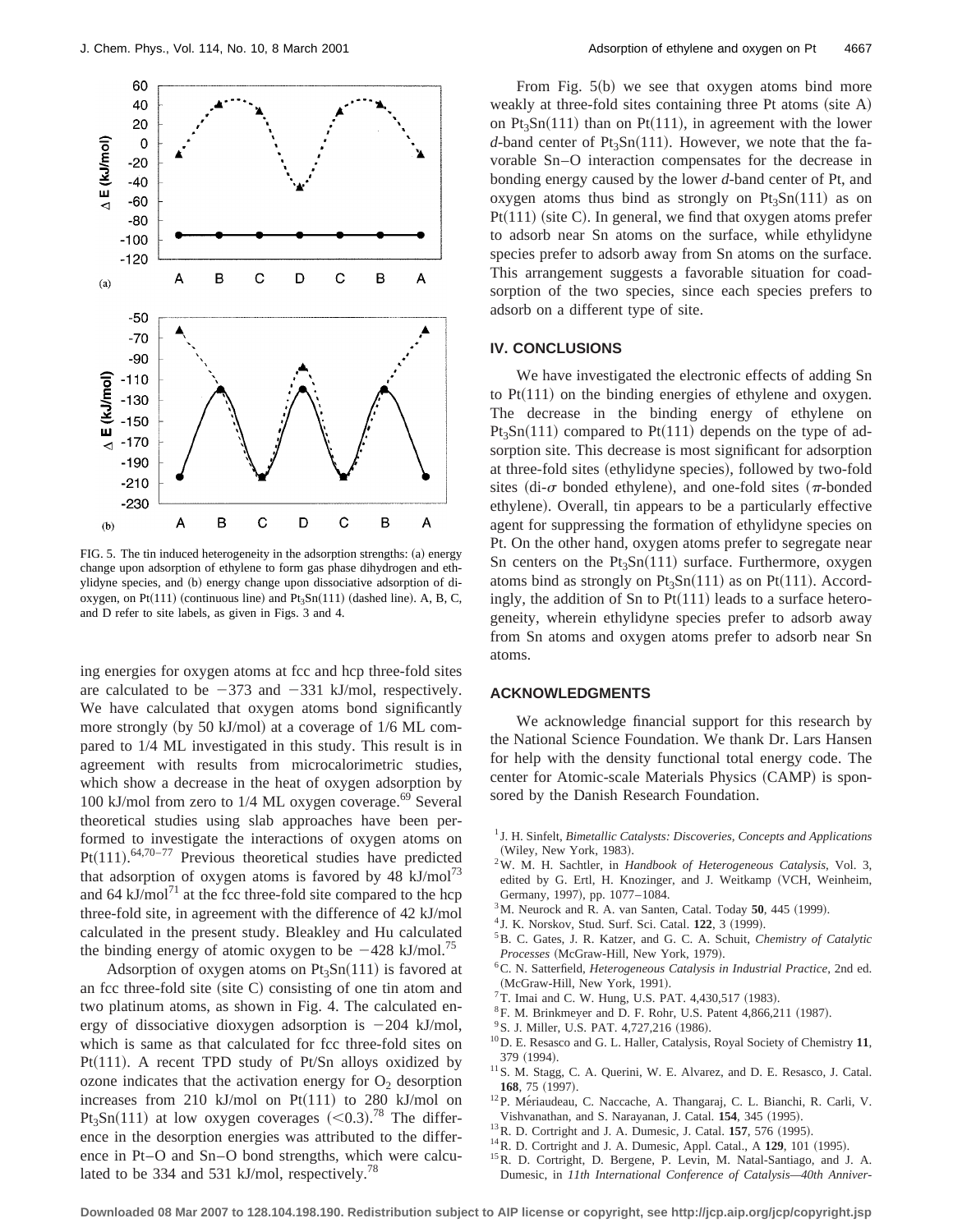FIG. 5. The tin induced heterogeneity in the adsorption strengths: (a) energy change upon adsorption of ethylene to form gas phase dihydrogen and ethylidyne species, and (b) energy change upon dissociative adsorption of dioxygen, on Pt(111) (continuous line) and $Pt_3Sn(111)$ (dashed line). A, B, C, and D refer to site labels, as given in Figs. 3 and 4.

ing energies for oxygen atoms at fcc and hcp three-fold sites are calculated to be −373 and −331 kJ/mol, respectively. We have calculated that oxygen atoms bond significantly more strongly (by 50 kJ/mol) at a coverage of 1/6 ML compared to 1/4 ML investigated in this study. This result is in agreement with results from microcalorimetric studies, which show a decrease in the heat of oxygen adsorption by 100 kJ/mol from zero to 1/4 ML oxygen coverage.[69] Several theoretical studies using slab approaches have been performed to investigate the interactions of oxygen atoms on Pt(111).[64,70–77] Previous theoretical studies have predicted that adsorption of oxygen atoms is favored by 48 kJ/mol[73] and 64 kJ/mol[71] at the fcc three-fold site compared to the hcp three-fold site, in agreement with the difference of 42 kJ/mol calculated in the present study. Bleakley and Hu calculated the binding energy of atomic oxygen to be −428 kJ/mol.[75]

Adsorption of oxygen atoms on $Pt_3Sn(111)$ is favored at an fcc three-fold site (site C) consisting of one tin atom and two platinum atoms, as shown in Fig. 4. The calculated energy of dissociative dioxygen adsorption is −204 kJ/mol, which is same as that calculated for fcc three-fold sites on Pt(111). A recent TPD study of Pt/Sn alloys oxidized by ozone indicates that the activation energy for $O_2$ desorption increases from 210 kJ/mol on Pt(111) to 280 kJ/mol on $Pt_3Sn(111)$ at low oxygen coverages ($<0.3$).[78] The difference in the desorption energies was attributed to the difference in Pt–O and Sn–O bond strengths, which were calculated to be 334 and 531 kJ/mol, respectively.[78]

From Fig. 5(b) we see that oxygen atoms bind more weakly at three-fold sites containing three Pt atoms (site A) on $Pt_3Sn(111)$ than on Pt(111), in agreement with the lower *d*-band center of $Pt_3Sn(111)$. However, we note that the favorable Sn–O interaction compensates for the decrease in bonding energy caused by the lower *d*-band center of Pt, and oxygen atoms thus bind as strongly on $Pt_3Sn(111)$ as on Pt(111) (site C). In general, we find that oxygen atoms prefer to adsorb near Sn atoms on the surface, while ethylidyne species prefer to adsorb away from Sn atoms on the surface. This arrangement suggests a favorable situation for coadsorption of the two species, since each species prefers to adsorb on a different type of site.

## IV. CONCLUSIONS

We have investigated the electronic effects of adding Sn to Pt(111) on the binding energies of ethylene and oxygen. The decrease in the binding energy of ethylene on $Pt_3Sn(111)$ compared to Pt(111) depends on the type of adsorption site. This decrease is most significant for adsorption at three-fold sites (ethylidyne species), followed by two-fold sites (di-$\sigma$ bonded ethylene), and one-fold sites ($\pi$-bonded ethylene). Overall, tin appears to be a particularly effective agent for suppressing the formation of ethylidyne species on Pt. On the other hand, oxygen atoms prefer to segregate near Sn centers on the $Pt_3Sn(111)$ surface. Furthermore, oxygen atoms bind as strongly on $Pt_3Sn(111)$ as on Pt(111). Accordingly, the addition of Sn to Pt(111) leads to a surface heterogeneity, wherein ethylidyne species prefer to adsorb away from Sn atoms and oxygen atoms prefer to adsorb near Sn atoms.

## ACKNOWLEDGMENTS

We acknowledge financial support for this research by the National Science Foundation. We thank Dr. Lars Hansen for help with the density functional total energy code. The center for Atomic-scale Materials Physics (CAMP) is sponsored by the Danish Research Foundation.

[1] J. H. Sinfelt, *Bimetallic Catalysts: Discoveries, Concepts and Applications* (Wiley, New York, 1983).

[2] W. M. H. Sachtler, in *Handbook of Heterogeneous Catalysis*, Vol. 3, edited by G. Ertl, H. Knozinger, and J. Weitkamp (VCH, Weinheim, Germany, 1997), pp. 1077–1084.

[3] M. Neurock and R. A. van Santen, Catal. Today **50**, 445 (1999).

[4] J. K. Norskov, Stud. Surf. Sci. Catal. **122**, 3 (1999).

[5] B. C. Gates, J. R. Katzer, and G. C. A. Schuit, *Chemistry of Catalytic Processes* (McGraw-Hill, New York, 1979).

[6] C. N. Satterfield, *Heterogeneous Catalysis in Industrial Practice*, 2nd ed. (McGraw-Hill, New York, 1991).

[7] T. Imai and C. W. Hung, U.S. PAT. 4,430,517 (1983).

[8] F. M. Brinkmeyer and D. F. Rohr, U.S. Patent 4,866,211 (1987).

[9] S. J. Miller, U.S. PAT. 4,727,216 (1986).

[10] D. E. Resasco and G. L. Haller, Catalysis, Royal Society of Chemistry **11**, 379 (1994).

[11] S. M. Stagg, C. A. Querini, W. E. Alvarez, and D. E. Resasco, J. Catal. **168**, 75 (1997).

[12] P. Mériaudeau, C. Naccache, A. Thangaraj, C. L. Bianchi, R. Carli, V. Vishvanathan, and S. Narayanan, J. Catal. **154**, 345 (1995).

[13] R. D. Cortright and J. A. Dumesic, J. Catal. **157**, 576 (1995).

[14] R. D. Cortright and J. A. Dumesic, Appl. Catal., A **129**, 101 (1995).

[15] R. D. Cortright, D. Bergene, P. Levin, M. Natal-Santiago, and J. A. Dumesic, in *11th International Conference of Catalysis—40th Anniver-*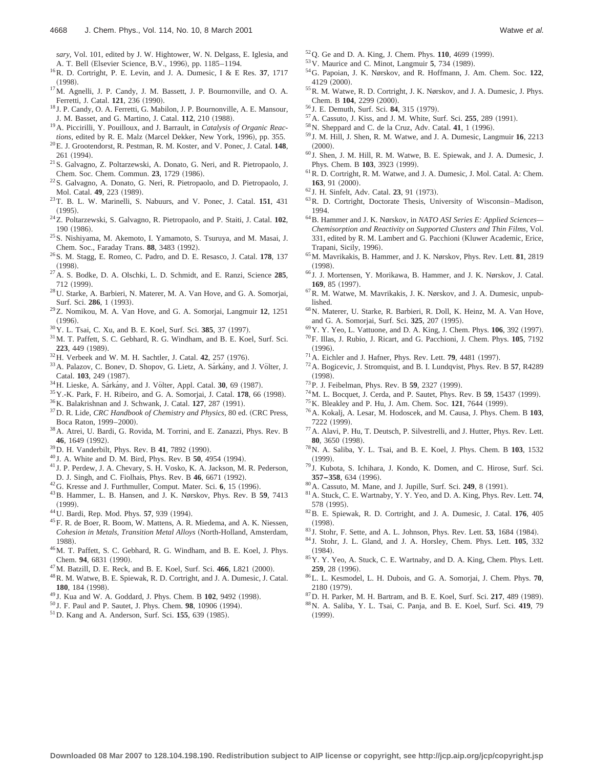*sary*, Vol. 101, edited by J. W. Hightower, W. N. Delgass, E. Iglesia, and A. T. Bell (Elsevier Science, B.V., 1996), pp. 1185–1194.

[16] R. D. Cortright, P. E. Levin, and J. A. Dumesic, I & E Res. **37**, 1717 (1998).

[17] M. Agnelli, J. P. Candy, J. M. Bassett, J. P. Bournonville, and O. A. Ferretti, J. Catal. **121**, 236 (1990).

[18] J. P. Candy, O. A. Ferretti, G. Mabilon, J. P. Bournonville, A. E. Mansour, J. M. Basset, and G. Martino, J. Catal. **112**, 210 (1988).

[19] A. Piccirilli, Y. Pouilloux, and J. Barrault, in *Catalysis of Organic Reactions*, edited by R. E. Malz (Marcel Dekker, New York, 1996), pp. 355.

[20] E. J. Grootendorst, R. Pestman, R. M. Koster, and V. Ponec, J. Catal. **148**, 261 (1994).

[21] S. Galvagno, Z. Poltarzewski, A. Donato, G. Neri, and R. Pietropaolo, J. Chem. Soc. Chem. Commun. **23**, 1729 (1986).

[22] S. Galvagno, A. Donato, G. Neri, R. Pietropaolo, and D. Pietropaolo, J. Mol. Catal. **49**, 223 (1989).

[23] T. B. L. W. Marinelli, S. Nabuurs, and V. Ponec, J. Catal. **151**, 431 (1995).

[24] Z. Poltarzewski, S. Galvagno, R. Pietropaolo, and P. Staiti, J. Catal. **102**, 190 (1986).

[25] S. Nishiyama, M. Akemoto, I. Yamamoto, S. Tsuruya, and M. Masai, J. Chem. Soc., Faraday Trans. **88**, 3483 (1992).

[26] S. M. Stagg, E. Romeo, C. Padro, and D. E. Resasco, J. Catal. **178**, 137 (1998).

[27] A. S. Bodke, D. A. Olschki, L. D. Schmidt, and E. Ranzi, Science **285**, 712 (1999).

[28] U. Starke, A. Barbieri, N. Materer, M. A. Van Hove, and G. A. Somorjai, Surf. Sci. **286**, 1 (1993).

[29] Z. Nomikou, M. A. Van Hove, and G. A. Somorjai, Langmuir **12**, 1251 (1996).

[30] Y. L. Tsai, C. Xu, and B. E. Koel, Surf. Sci. **385**, 37 (1997).

[31] M. T. Paffett, S. C. Gebhard, R. G. Windham, and B. E. Koel, Surf. Sci. **223**, 449 (1989).

[32] H. Verbeek and W. M. H. Sachtler, J. Catal. **42**, 257 (1976).

[33] A. Palazov, C. Bonev, D. Shopov, G. Lietz, A. Sárkány, and J. Völter, J. Catal. **103**, 249 (1987).

[34] H. Lieske, A. Sárkány, and J. Völter, Appl. Catal. **30**, 69 (1987).

[35] Y.-K. Park, F. H. Ribeiro, and G. A. Somorjai, J. Catal. **178**, 66 (1998).

[36] K. Balakrishnan and J. Schwank, J. Catal. **127**, 287 (1991).

[37] D. R. Lide, *CRC Handbook of Chemistry and Physics*, 80 ed. (CRC Press, Boca Raton, 1999–2000).

[38] A. Atrei, U. Bardi, G. Rovida, M. Torrini, and E. Zanazzi, Phys. Rev. B **46**, 1649 (1992).

[39] D. H. Vanderbilt, Phys. Rev. B **41**, 7892 (1990).

[40] J. A. White and D. M. Bird, Phys. Rev. B **50**, 4954 (1994).

[41] J. P. Perdew, J. A. Chevary, S. H. Vosko, K. A. Jackson, M. R. Pederson, D. J. Singh, and C. Fiolhais, Phys. Rev. B **46**, 6671 (1992).

[42] G. Kresse and J. Furthmuller, Comput. Mater. Sci. **6**, 15 (1996).

[43] B. Hammer, L. B. Hansen, and J. K. Nørskov, Phys. Rev. B **59**, 7413 (1999).

[44] U. Bardi, Rep. Mod. Phys. **57**, 939 (1994).

[45] F. R. de Boer, R. Boom, W. Mattens, A. R. Miedema, and A. K. Niessen, *Cohesion in Metals, Transition Metal Alloys* (North-Holland, Amsterdam, 1988).

[46] M. T. Paffett, S. C. Gebhard, R. G. Windham, and B. E. Koel, J. Phys. Chem. **94**, 6831 (1990).

[47] M. Batzill, D. E. Reck, and B. E. Koel, Surf. Sci. **466**, L821 (2000).

[48] R. M. Watwe, B. E. Spiewak, R. D. Cortright, and J. A. Dumesic, J. Catal. **180**, 184 (1998).

[49] J. Kua and W. A. Goddard, J. Phys. Chem. B **102**, 9492 (1998).

[50] J. F. Paul and P. Sautet, J. Phys. Chem. **98**, 10906 (1994).

[51] D. Kang and A. Anderson, Surf. Sci. **155**, 639 (1985).

[52] Q. Ge and D. A. King, J. Chem. Phys. **110**, 4699 (1999).

[53] V. Maurice and C. Minot, Langmuir **5**, 734 (1989).

[54] G. Papoian, J. K. Nørskov, and R. Hoffmann, J. Am. Chem. Soc. **122**, 4129 (2000).

[55] R. M. Watwe, R. D. Cortright, J. K. Nørskov, and J. A. Dumesic, J. Phys. Chem. B **104**, 2299 (2000).

[56] J. E. Demuth, Surf. Sci. **84**, 315 (1979).

[57] A. Cassuto, J. Kiss, and J. M. White, Surf. Sci. **255**, 289 (1991).

[58] N. Sheppard and C. de la Cruz, Adv. Catal. **41**, 1 (1996).

[59] J. M. Hill, J. Shen, R. M. Watwe, and J. A. Dumesic, Langmuir **16**, 2213 (2000).

[60] J. Shen, J. M. Hill, R. M. Watwe, B. E. Spiewak, and J. A. Dumesic, J. Phys. Chem. B **103**, 3923 (1999).

[61] R. D. Cortright, R. M. Watwe, and J. A. Dumesic, J. Mol. Catal. A: Chem. **163**, 91 (2000).

[62] J. H. Sinfelt, Adv. Catal. **23**, 91 (1973).

[63] R. D. Cortright, Doctorate Thesis, University of Wisconsin–Madison, 1994.

[64] B. Hammer and J. K. Nørskov, in *NATO ASI Series E: Applied Sciences—Chemisorption and Reactivity on Supported Clusters and Thin Films*, Vol. 331, edited by R. M. Lambert and G. Pacchioni (Kluwer Academic, Erice, Trapani, Sicily, 1996).

[65] M. Mavrikakis, B. Hammer, and J. K. Nørskov, Phys. Rev. Lett. **81**, 2819 (1998).

[66] J. J. Mortensen, Y. Morikawa, B. Hammer, and J. K. Nørskov, J. Catal. **169**, 85 (1997).

[67] R. M. Watwe, M. Mavrikakis, J. K. Nørskov, and J. A. Dumesic, unpublished.

[68] N. Materer, U. Starke, R. Barbieri, R. Doll, K. Heinz, M. A. Van Hove, and G. A. Somorjai, Surf. Sci. **325**, 207 (1995).

[69] Y. Y. Yeo, L. Vattuone, and D. A. King, J. Chem. Phys. **106**, 392 (1997).

[70] F. Illas, J. Rubio, J. Ricart, and G. Pacchioni, J. Chem. Phys. **105**, 7192 (1996).

[71] A. Eichler and J. Hafner, Phys. Rev. Lett. **79**, 4481 (1997).

[72] A. Bogicevic, J. Stromquist, and B. I. Lundqvist, Phys. Rev. B **57**, R4289 (1998).

[73] P. J. Feibelman, Phys. Rev. B **59**, 2327 (1999).

[74] M. L. Bocquet, J. Cerda, and P. Sautet, Phys. Rev. B **59**, 15437 (1999).

[75] K. Bleakley and P. Hu, J. Am. Chem. Soc. **121**, 7644 (1999).

[76] A. Kokalj, A. Lesar, M. Hodoscek, and M. Causa, J. Phys. Chem. B **103**, 7222 (1999).

[77] A. Alavi, P. Hu, T. Deutsch, P. Silvestrelli, and J. Hutter, Phys. Rev. Lett. **80**, 3650 (1998).

[78] N. A. Saliba, Y. L. Tsai, and B. E. Koel, J. Phys. Chem. B **103**, 1532 (1999).

[79] J. Kubota, S. Ichihara, J. Kondo, K. Domen, and C. Hirose, Surf. Sci. **357–358**, 634 (1996).

[80] A. Cassuto, M. Mane, and J. Jupille, Surf. Sci. **249**, 8 (1991).

[81] A. Stuck, C. E. Wartnaby, Y. Y. Yeo, and D. A. King, Phys. Rev. Lett. **74**, 578 (1995).

[82] B. E. Spiewak, R. D. Cortright, and J. A. Dumesic, J. Catal. **176**, 405 (1998).

[83] J. Stohr, F. Sette, and A. L. Johnson, Phys. Rev. Lett. **53**, 1684 (1984).

[84] J. Stohr, J. L. Gland, and J. A. Horsley, Chem. Phys. Lett. **105**, 332 (1984).

[85] Y. Y. Yeo, A. Stuck, C. E. Wartnaby, and D. A. King, Chem. Phys. Lett. **259**, 28 (1996).

[86] L. L. Kesmodel, L. H. Dubois, and G. A. Somorjai, J. Chem. Phys. **70**, 2180 (1979).

[87] D. H. Parker, M. H. Bartram, and B. E. Koel, Surf. Sci. **217**, 489 (1989).

[88] N. A. Saliba, Y. L. Tsai, C. Panja, and B. E. Koel, Surf. Sci. **419**, 79 (1999).